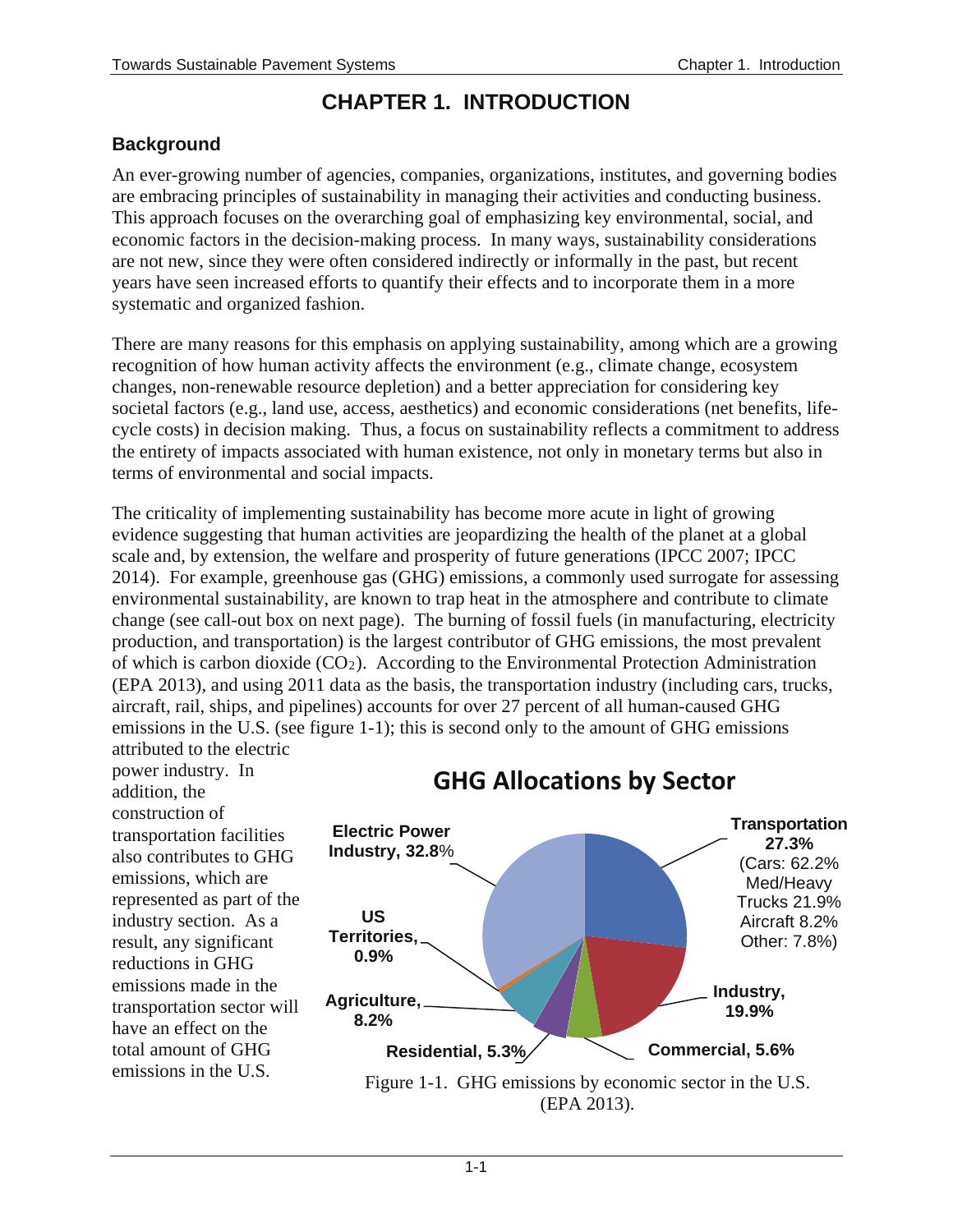# CHAPTER 1. INTRODUCTION

## Background

An ever-growing number of agencies, companies, organizations, institutes, and governing bodies are embracing principles of sustainability in managing their activities and conducting business. This approach focuses on the overarching goal of emphasizing key environmental, social, and economic factors in the decision-making process. In many ways, sustainability considerations are not new, since they were often considered indirectly or informally in the past, but recent years have seen increased efforts to quantify their effects and to incorporate them in a more systematic and organized fashion.

There are many reasons for this emphasis on applying sustainability, among which are a growing recognition of how human activity affects the environment (e.g., climate change, ecosystem changes, non-renewable resource depletion) and a better appreciation for considering key societal factors (e.g., land use, access, aesthetics) and economic considerations (net benefits, life-cycle costs) in decision making. Thus, a focus on sustainability reflects a commitment to address the entirety of impacts associated with human existence, not only in monetary terms but also in terms of environmental and social impacts.

The criticality of implementing sustainability has become more acute in light of growing evidence suggesting that human activities are jeopardizing the health of the planet at a global scale and, by extension, the welfare and prosperity of future generations (IPCC 2007; IPCC 2014). For example, greenhouse gas (GHG) emissions, a commonly used surrogate for assessing environmental sustainability, are known to trap heat in the atmosphere and contribute to climate change (see call-out box on next page). The burning of fossil fuels (in manufacturing, electricity production, and transportation) is the largest contributor of GHG emissions, the most prevalent of which is carbon dioxide ($CO_2$). According to the Environmental Protection Administration (EPA 2013), and using 2011 data as the basis, the transportation industry (including cars, trucks, aircraft, rail, ships, and pipelines) accounts for over 27 percent of all human-caused GHG emissions in the U.S. (see figure 1-1); this is second only to the amount of GHG emissions attributed to the electric power industry. In addition, the construction of transportation facilities also contributes to GHG emissions, which are represented as part of the industry section. As a result, any significant reductions in GHG emissions made in the transportation sector will have an effect on the total amount of GHG emissions in the U.S.

**GHG Allocations by Sector**

| Sector | Share |
|---|---|
| Electric Power Industry | 32.8% |
| Transportation (Cars: 62.2%, Med/Heavy Trucks 21.9%, Aircraft 8.2%, Other: 7.8%) | 27.3% |
| Industry | 19.9% |
| Commercial | 5.6% |
| Residential | 5.3% |
| Agriculture | 8.2% |
| US Territories | 0.9% |

Figure 1-1. GHG emissions by economic sector in the U.S. (EPA 2013).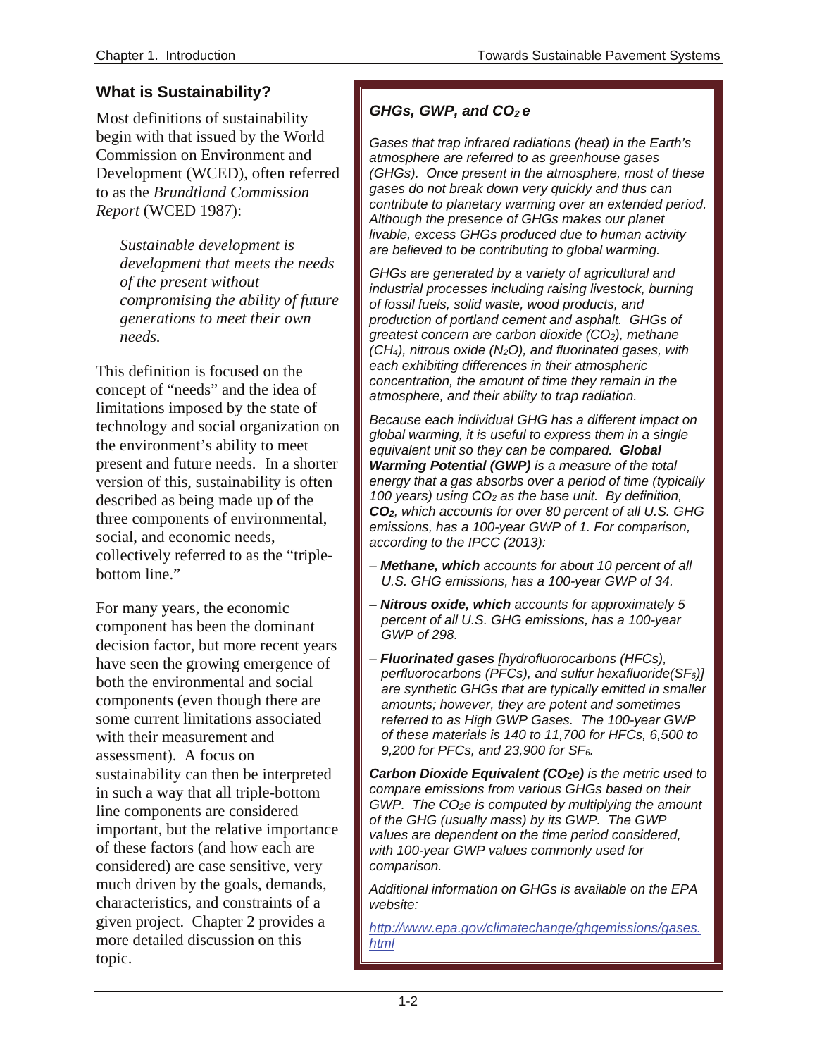## What is Sustainability?

Most definitions of sustainability begin with that issued by the World Commission on Environment and Development (WCED), often referred to as the *Brundtland Commission Report* (WCED 1987):

> *Sustainable development is development that meets the needs of the present without compromising the ability of future generations to meet their own needs.*

This definition is focused on the concept of "needs" and the idea of limitations imposed by the state of technology and social organization on the environment's ability to meet present and future needs. In a shorter version of this, sustainability is often described as being made up of the three components of environmental, social, and economic needs, collectively referred to as the "triple-bottom line."

For many years, the economic component has been the dominant decision factor, but more recent years have seen the growing emergence of both the environmental and social components (even though there are some current limitations associated with their measurement and assessment). A focus on sustainability can then be interpreted in such a way that all triple-bottom line components are considered important, but the relative importance of these factors (and how each are considered) are case sensitive, very much driven by the goals, demands, characteristics, and constraints of a given project. Chapter 2 provides a more detailed discussion on this topic.

### *GHGs, GWP, and $CO_2e$*

*Gases that trap infrared radiations (heat) in the Earth's atmosphere are referred to as greenhouse gases (GHGs). Once present in the atmosphere, most of these gases do not break down very quickly and thus can contribute to planetary warming over an extended period. Although the presence of GHGs makes our planet livable, excess GHGs produced due to human activity are believed to be contributing to global warming.*

*GHGs are generated by a variety of agricultural and industrial processes including raising livestock, burning of fossil fuels, solid waste, wood products, and production of portland cement and asphalt. GHGs of greatest concern are carbon dioxide ($CO_2$), methane ($CH_4$), nitrous oxide ($N_2O$), and fluorinated gases, with each exhibiting differences in their atmospheric concentration, the amount of time they remain in the atmosphere, and their ability to trap radiation.*

*Because each individual GHG has a different impact on global warming, it is useful to express them in a single equivalent unit so they can be compared.* ***Global Warming Potential (GWP)*** *is a measure of the total energy that a gas absorbs over a period of time (typically 100 years) using $CO_2$ as the base unit. By definition,* ***$CO_2$****, which accounts for over 80 percent of all U.S. GHG emissions, has a 100-year GWP of 1. For comparison, according to the IPCC (2013):*

- ***Methane, which*** *accounts for about 10 percent of all U.S. GHG emissions, has a 100-year GWP of 34.*
- ***Nitrous oxide, which*** *accounts for approximately 5 percent of all U.S. GHG emissions, has a 100-year GWP of 298.*
- ***Fluorinated gases*** *[hydrofluorocarbons (HFCs), perfluorocarbons (PFCs), and sulfur hexafluoride($SF_6$)] are synthetic GHGs that are typically emitted in smaller amounts; however, they are potent and sometimes referred to as High GWP Gases. The 100-year GWP of these materials is 140 to 11,700 for HFCs, 6,500 to 9,200 for PFCs, and 23,900 for $SF_6$.*

***Carbon Dioxide Equivalent ($CO_2e$)*** *is the metric used to compare emissions from various GHGs based on their GWP. The $CO_2e$ is computed by multiplying the amount of the GHG (usually mass) by its GWP. The GWP values are dependent on the time period considered, with 100-year GWP values commonly used for comparison.*

*Additional information on GHGs is available on the EPA website:*

http://www.epa.gov/climatechange/ghgemissions/gases.html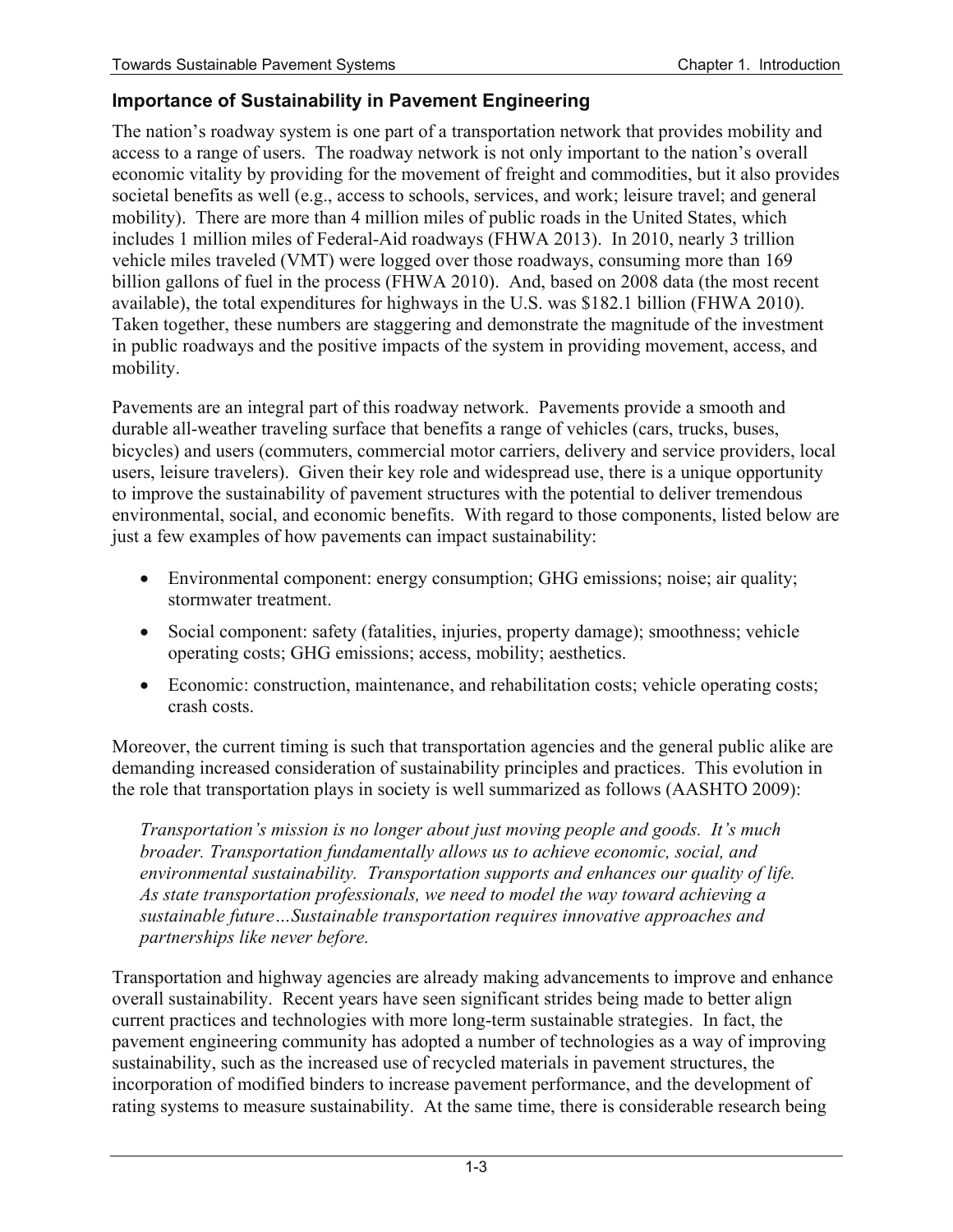## Importance of Sustainability in Pavement Engineering

The nation's roadway system is one part of a transportation network that provides mobility and access to a range of users. The roadway network is not only important to the nation's overall economic vitality by providing for the movement of freight and commodities, but it also provides societal benefits as well (e.g., access to schools, services, and work; leisure travel; and general mobility). There are more than 4 million miles of public roads in the United States, which includes 1 million miles of Federal-Aid roadways (FHWA 2013). In 2010, nearly 3 trillion vehicle miles traveled (VMT) were logged over those roadways, consuming more than 169 billion gallons of fuel in the process (FHWA 2010). And, based on 2008 data (the most recent available), the total expenditures for highways in the U.S. was $182.1 billion (FHWA 2010). Taken together, these numbers are staggering and demonstrate the magnitude of the investment in public roadways and the positive impacts of the system in providing movement, access, and mobility.

Pavements are an integral part of this roadway network. Pavements provide a smooth and durable all-weather traveling surface that benefits a range of vehicles (cars, trucks, buses, bicycles) and users (commuters, commercial motor carriers, delivery and service providers, local users, leisure travelers). Given their key role and widespread use, there is a unique opportunity to improve the sustainability of pavement structures with the potential to deliver tremendous environmental, social, and economic benefits. With regard to those components, listed below are just a few examples of how pavements can impact sustainability:

- Environmental component: energy consumption; GHG emissions; noise; air quality; stormwater treatment.
- Social component: safety (fatalities, injuries, property damage); smoothness; vehicle operating costs; GHG emissions; access, mobility; aesthetics.
- Economic: construction, maintenance, and rehabilitation costs; vehicle operating costs; crash costs.

Moreover, the current timing is such that transportation agencies and the general public alike are demanding increased consideration of sustainability principles and practices. This evolution in the role that transportation plays in society is well summarized as follows (AASHTO 2009):

> *Transportation's mission is no longer about just moving people and goods. It's much broader. Transportation fundamentally allows us to achieve economic, social, and environmental sustainability. Transportation supports and enhances our quality of life. As state transportation professionals, we need to model the way toward achieving a sustainable future…Sustainable transportation requires innovative approaches and partnerships like never before.*

Transportation and highway agencies are already making advancements to improve and enhance overall sustainability. Recent years have seen significant strides being made to better align current practices and technologies with more long-term sustainable strategies. In fact, the pavement engineering community has adopted a number of technologies as a way of improving sustainability, such as the increased use of recycled materials in pavement structures, the incorporation of modified binders to increase pavement performance, and the development of rating systems to measure sustainability. At the same time, there is considerable research being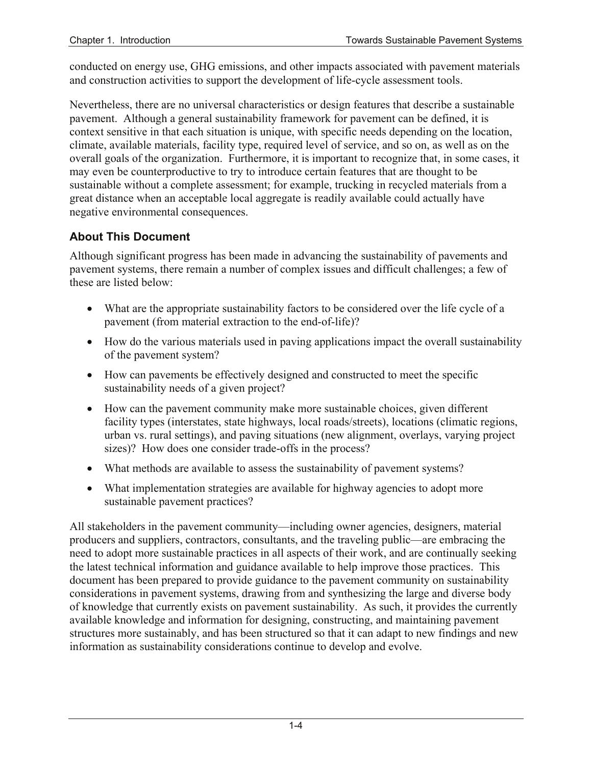conducted on energy use, GHG emissions, and other impacts associated with pavement materials and construction activities to support the development of life-cycle assessment tools.

Nevertheless, there are no universal characteristics or design features that describe a sustainable pavement. Although a general sustainability framework for pavement can be defined, it is context sensitive in that each situation is unique, with specific needs depending on the location, climate, available materials, facility type, required level of service, and so on, as well as on the overall goals of the organization. Furthermore, it is important to recognize that, in some cases, it may even be counterproductive to try to introduce certain features that are thought to be sustainable without a complete assessment; for example, trucking in recycled materials from a great distance when an acceptable local aggregate is readily available could actually have negative environmental consequences.

## About This Document

Although significant progress has been made in advancing the sustainability of pavements and pavement systems, there remain a number of complex issues and difficult challenges; a few of these are listed below:

- What are the appropriate sustainability factors to be considered over the life cycle of a pavement (from material extraction to the end-of-life)?
- How do the various materials used in paving applications impact the overall sustainability of the pavement system?
- How can pavements be effectively designed and constructed to meet the specific sustainability needs of a given project?
- How can the pavement community make more sustainable choices, given different facility types (interstates, state highways, local roads/streets), locations (climatic regions, urban vs. rural settings), and paving situations (new alignment, overlays, varying project sizes)? How does one consider trade-offs in the process?
- What methods are available to assess the sustainability of pavement systems?
- What implementation strategies are available for highway agencies to adopt more sustainable pavement practices?

All stakeholders in the pavement community—including owner agencies, designers, material producers and suppliers, contractors, consultants, and the traveling public—are embracing the need to adopt more sustainable practices in all aspects of their work, and are continually seeking the latest technical information and guidance available to help improve those practices. This document has been prepared to provide guidance to the pavement community on sustainability considerations in pavement systems, drawing from and synthesizing the large and diverse body of knowledge that currently exists on pavement sustainability. As such, it provides the currently available knowledge and information for designing, constructing, and maintaining pavement structures more sustainably, and has been structured so that it can adapt to new findings and new information as sustainability considerations continue to develop and evolve.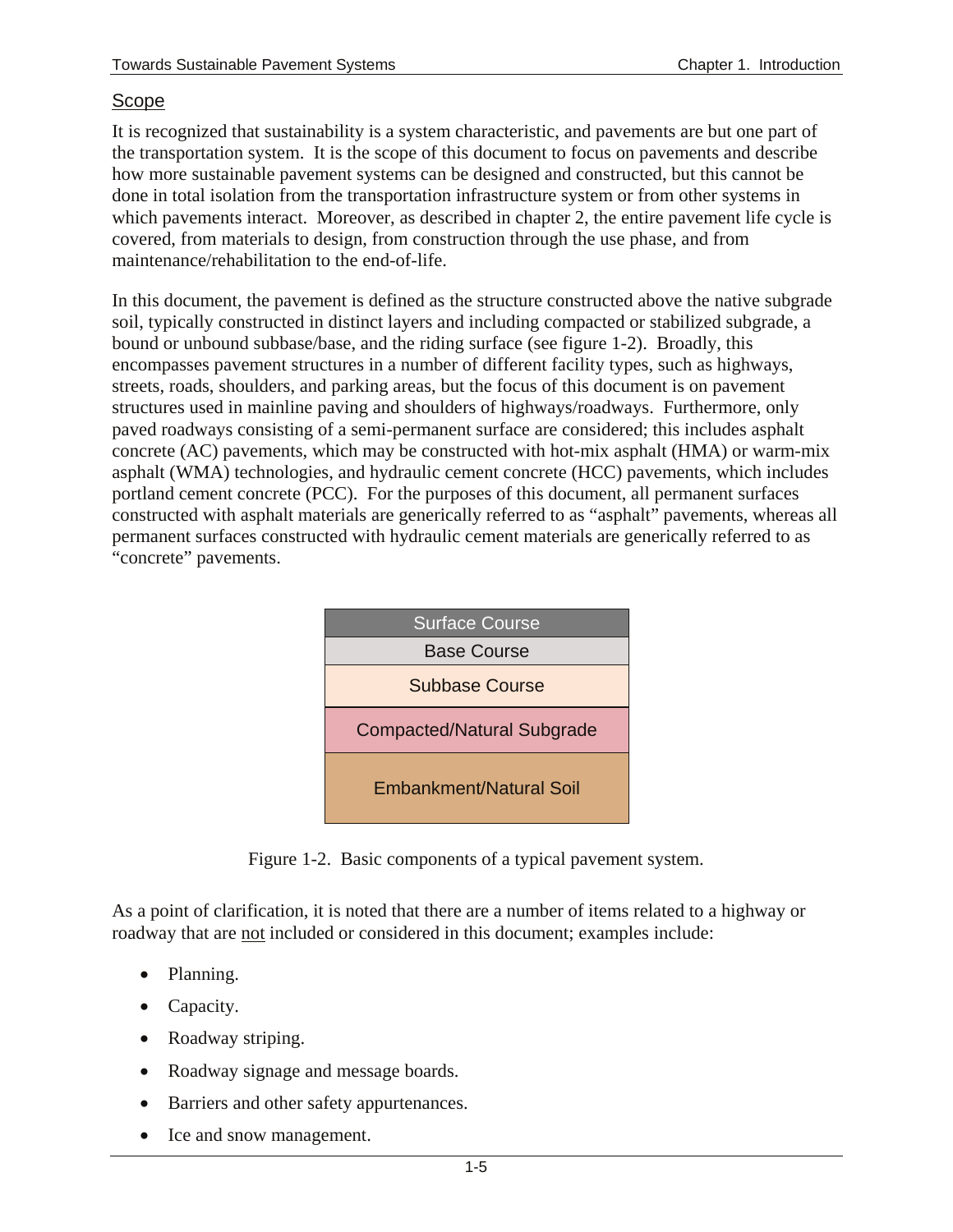## Scope

It is recognized that sustainability is a system characteristic, and pavements are but one part of the transportation system. It is the scope of this document to focus on pavements and describe how more sustainable pavement systems can be designed and constructed, but this cannot be done in total isolation from the transportation infrastructure system or from other systems in which pavements interact. Moreover, as described in chapter 2, the entire pavement life cycle is covered, from materials to design, from construction through the use phase, and from maintenance/rehabilitation to the end-of-life.

In this document, the pavement is defined as the structure constructed above the native subgrade soil, typically constructed in distinct layers and including compacted or stabilized subgrade, a bound or unbound subbase/base, and the riding surface (see figure 1-2). Broadly, this encompasses pavement structures in a number of different facility types, such as highways, streets, roads, shoulders, and parking areas, but the focus of this document is on pavement structures used in mainline paving and shoulders of highways/roadways. Furthermore, only paved roadways consisting of a semi-permanent surface are considered; this includes asphalt concrete (AC) pavements, which may be constructed with hot-mix asphalt (HMA) or warm-mix asphalt (WMA) technologies, and hydraulic cement concrete (HCC) pavements, which includes portland cement concrete (PCC). For the purposes of this document, all permanent surfaces constructed with asphalt materials are generically referred to as "asphalt" pavements, whereas all permanent surfaces constructed with hydraulic cement materials are generically referred to as "concrete" pavements.

| Surface Course |
| --- |
| Base Course |
| Subbase Course |
| Compacted/Natural Subgrade |
| Embankment/Natural Soil |

Figure 1-2. Basic components of a typical pavement system.

As a point of clarification, it is noted that there are a number of items related to a highway or roadway that are not included or considered in this document; examples include:

- Planning.
- Capacity.
- Roadway striping.
- Roadway signage and message boards.
- Barriers and other safety appurtenances.
- Ice and snow management.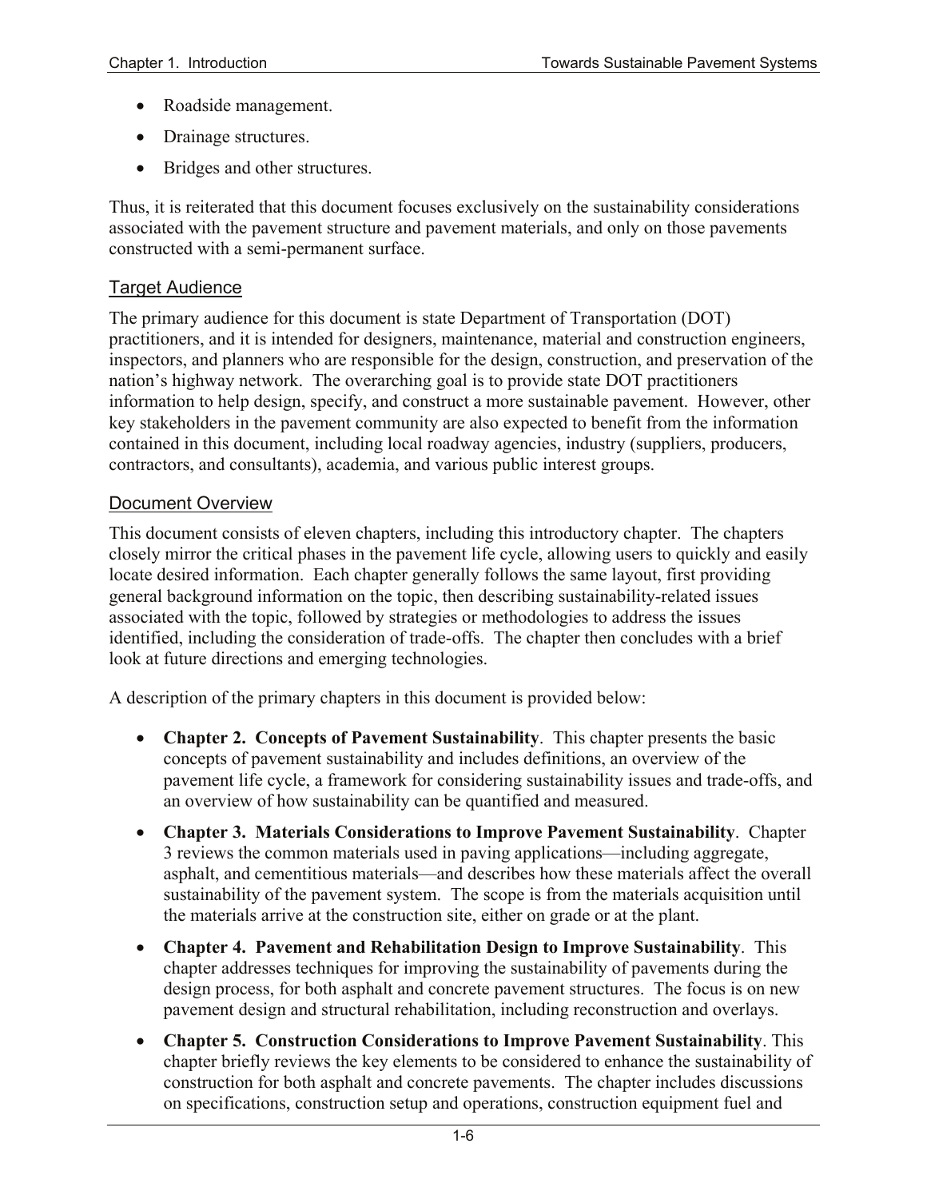- Roadside management.
- Drainage structures.
- Bridges and other structures.

Thus, it is reiterated that this document focuses exclusively on the sustainability considerations associated with the pavement structure and pavement materials, and only on those pavements constructed with a semi-permanent surface.

## Target Audience

The primary audience for this document is state Department of Transportation (DOT) practitioners, and it is intended for designers, maintenance, material and construction engineers, inspectors, and planners who are responsible for the design, construction, and preservation of the nation's highway network. The overarching goal is to provide state DOT practitioners information to help design, specify, and construct a more sustainable pavement. However, other key stakeholders in the pavement community are also expected to benefit from the information contained in this document, including local roadway agencies, industry (suppliers, producers, contractors, and consultants), academia, and various public interest groups.

## Document Overview

This document consists of eleven chapters, including this introductory chapter. The chapters closely mirror the critical phases in the pavement life cycle, allowing users to quickly and easily locate desired information. Each chapter generally follows the same layout, first providing general background information on the topic, then describing sustainability-related issues associated with the topic, followed by strategies or methodologies to address the issues identified, including the consideration of trade-offs. The chapter then concludes with a brief look at future directions and emerging technologies.

A description of the primary chapters in this document is provided below:

- **Chapter 2. Concepts of Pavement Sustainability**. This chapter presents the basic concepts of pavement sustainability and includes definitions, an overview of the pavement life cycle, a framework for considering sustainability issues and trade-offs, and an overview of how sustainability can be quantified and measured.
- **Chapter 3. Materials Considerations to Improve Pavement Sustainability**. Chapter 3 reviews the common materials used in paving applications—including aggregate, asphalt, and cementitious materials—and describes how these materials affect the overall sustainability of the pavement system. The scope is from the materials acquisition until the materials arrive at the construction site, either on grade or at the plant.
- **Chapter 4. Pavement and Rehabilitation Design to Improve Sustainability**. This chapter addresses techniques for improving the sustainability of pavements during the design process, for both asphalt and concrete pavement structures. The focus is on new pavement design and structural rehabilitation, including reconstruction and overlays.
- **Chapter 5. Construction Considerations to Improve Pavement Sustainability**. This chapter briefly reviews the key elements to be considered to enhance the sustainability of construction for both asphalt and concrete pavements. The chapter includes discussions on specifications, construction setup and operations, construction equipment fuel and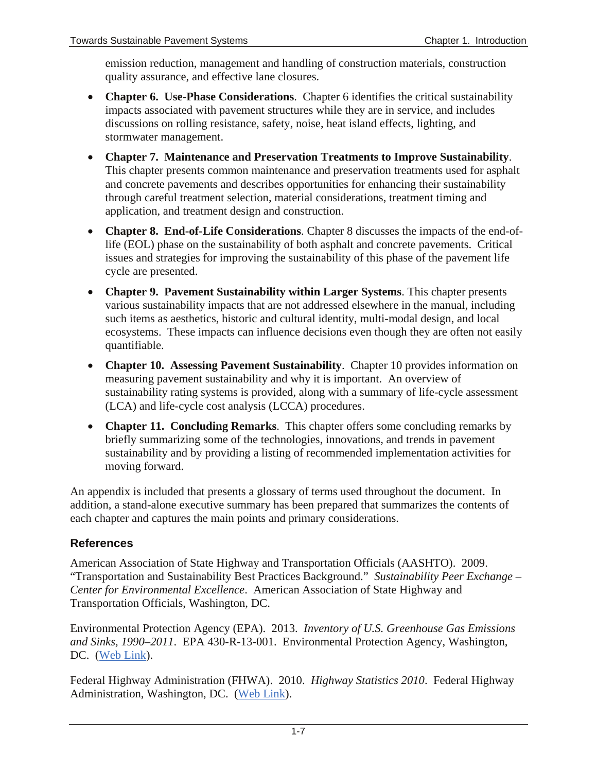emission reduction, management and handling of construction materials, construction quality assurance, and effective lane closures.

- **Chapter 6. Use-Phase Considerations**. Chapter 6 identifies the critical sustainability impacts associated with pavement structures while they are in service, and includes discussions on rolling resistance, safety, noise, heat island effects, lighting, and stormwater management.
- **Chapter 7. Maintenance and Preservation Treatments to Improve Sustainability**. This chapter presents common maintenance and preservation treatments used for asphalt and concrete pavements and describes opportunities for enhancing their sustainability through careful treatment selection, material considerations, treatment timing and application, and treatment design and construction.
- **Chapter 8. End-of-Life Considerations**. Chapter 8 discusses the impacts of the end-of-life (EOL) phase on the sustainability of both asphalt and concrete pavements. Critical issues and strategies for improving the sustainability of this phase of the pavement life cycle are presented.
- **Chapter 9. Pavement Sustainability within Larger Systems**. This chapter presents various sustainability impacts that are not addressed elsewhere in the manual, including such items as aesthetics, historic and cultural identity, multi-modal design, and local ecosystems. These impacts can influence decisions even though they are often not easily quantifiable.
- **Chapter 10. Assessing Pavement Sustainability**. Chapter 10 provides information on measuring pavement sustainability and why it is important. An overview of sustainability rating systems is provided, along with a summary of life-cycle assessment (LCA) and life-cycle cost analysis (LCCA) procedures.
- **Chapter 11. Concluding Remarks**. This chapter offers some concluding remarks by briefly summarizing some of the technologies, innovations, and trends in pavement sustainability and by providing a listing of recommended implementation activities for moving forward.

An appendix is included that presents a glossary of terms used throughout the document. In addition, a stand-alone executive summary has been prepared that summarizes the contents of each chapter and captures the main points and primary considerations.

## References

American Association of State Highway and Transportation Officials (AASHTO). 2009. "Transportation and Sustainability Best Practices Background." *Sustainability Peer Exchange – Center for Environmental Excellence*. American Association of State Highway and Transportation Officials, Washington, DC.

Environmental Protection Agency (EPA). 2013. *Inventory of U.S. Greenhouse Gas Emissions and Sinks, 1990–2011*. EPA 430-R-13-001. Environmental Protection Agency, Washington, DC. (Web Link).

Federal Highway Administration (FHWA). 2010. *Highway Statistics 2010*. Federal Highway Administration, Washington, DC. (Web Link).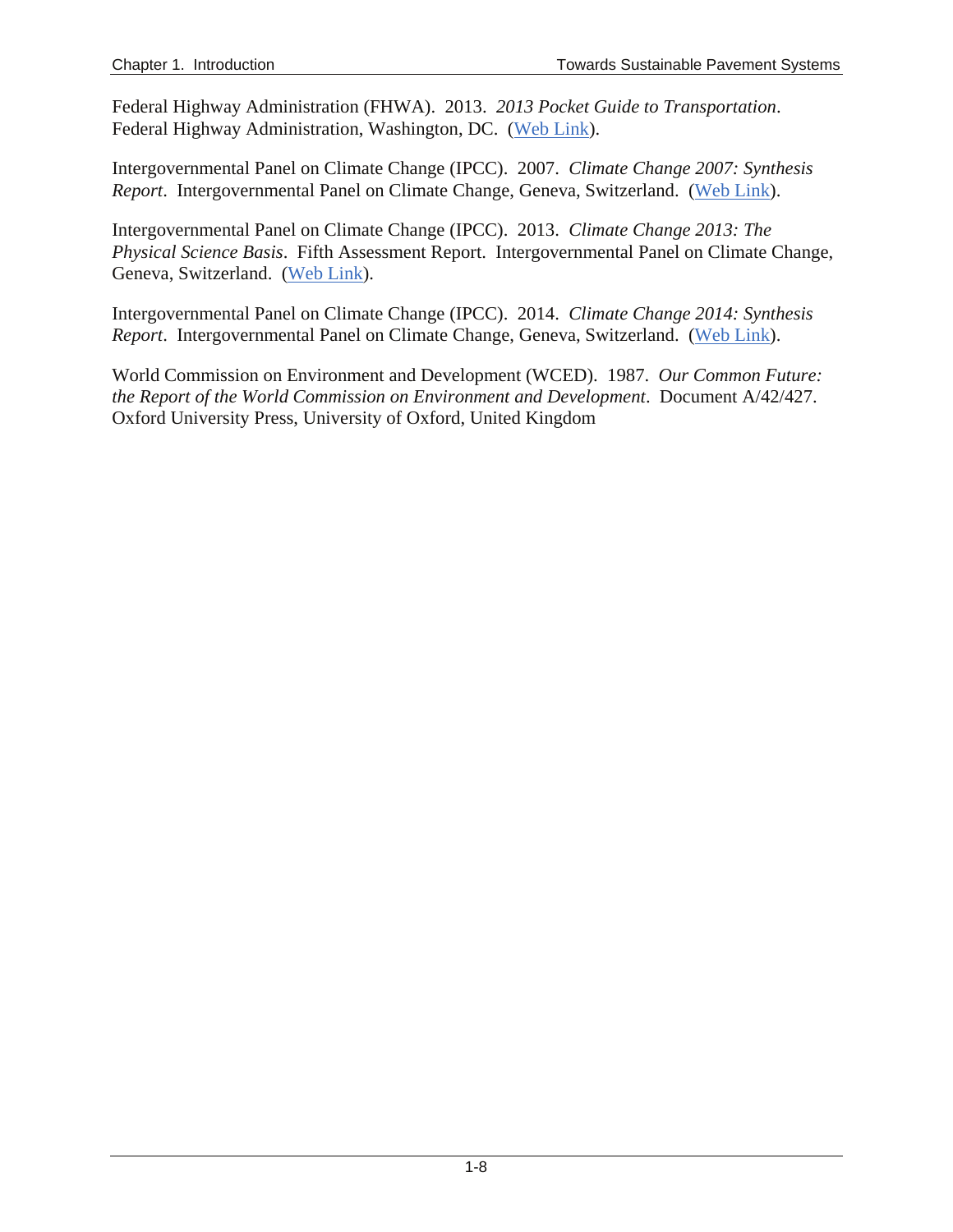Federal Highway Administration (FHWA). 2013. *2013 Pocket Guide to Transportation*. Federal Highway Administration, Washington, DC. (Web Link).

Intergovernmental Panel on Climate Change (IPCC). 2007. *Climate Change 2007: Synthesis Report*. Intergovernmental Panel on Climate Change, Geneva, Switzerland. (Web Link).

Intergovernmental Panel on Climate Change (IPCC). 2013. *Climate Change 2013: The Physical Science Basis*. Fifth Assessment Report. Intergovernmental Panel on Climate Change, Geneva, Switzerland. (Web Link).

Intergovernmental Panel on Climate Change (IPCC). 2014. *Climate Change 2014: Synthesis Report*. Intergovernmental Panel on Climate Change, Geneva, Switzerland. (Web Link).

World Commission on Environment and Development (WCED). 1987. *Our Common Future: the Report of the World Commission on Environment and Development*. Document A/42/427. Oxford University Press, University of Oxford, United Kingdom